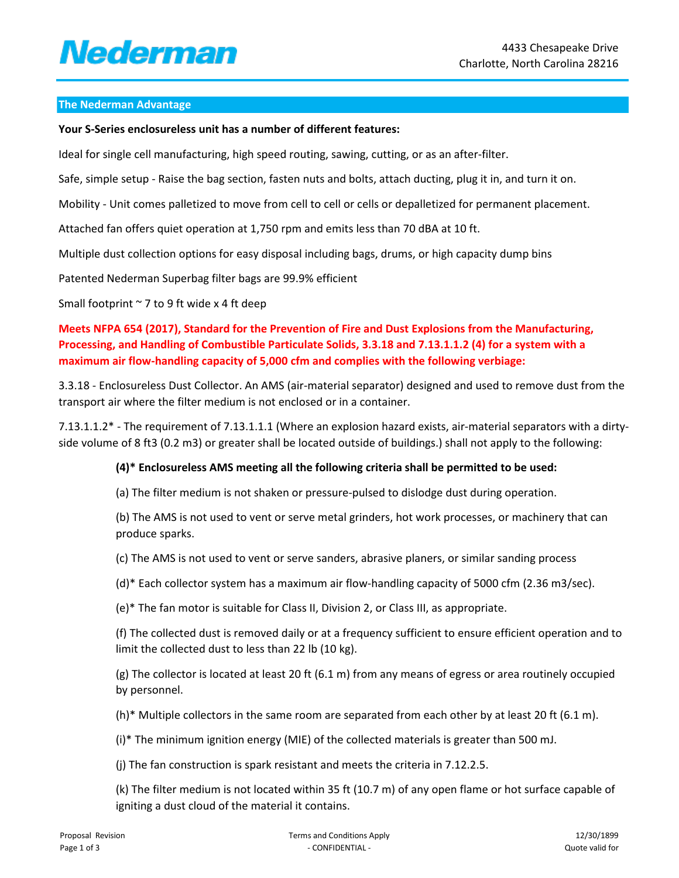## The Nederman Advantage

**Your S-Series enclosureless unit has a number of different features:**

Ideal for single cell manufacturing, high speed routing, sawing, cutting, or as an after-filter.

Safe, simple setup - Raise the bag section, fasten nuts and bolts, attach ducting, plug it in, and turn it on.

Mobility - Unit comes palletized to move from cell to cell or cells or depalletized for permanent placement.

Attached fan offers quiet operation at 1,750 rpm and emits less than 70 dBA at 10 ft.

Multiple dust collection options for easy disposal including bags, drums, or high capacity dump bins

Patented Nederman Superbag filter bags are 99.9% efficient

Small footprint ~ 7 to 9 ft wide x 4 ft deep

**Meets NFPA 654 (2017), Standard for the Prevention of Fire and Dust Explosions from the Manufacturing, Processing, and Handling of Combustible Particulate Solids, 3.3.18 and 7.13.1.1.2 (4) for a system with a maximum air flow-handling capacity of 5,000 cfm and complies with the following verbiage:**

3.3.18 - Enclosureless Dust Collector. An AMS (air-material separator) designed and used to remove dust from the transport air where the filter medium is not enclosed or in a container.

7.13.1.1.2* - The requirement of 7.13.1.1.1 (Where an explosion hazard exists, air-material separators with a dirty-side volume of 8 ft3 (0.2 m3) or greater shall be located outside of buildings.) shall not apply to the following:

**(4)* Enclosureless AMS meeting all the following criteria shall be permitted to be used:**

(a) The filter medium is not shaken or pressure-pulsed to dislodge dust during operation.

(b) The AMS is not used to vent or serve metal grinders, hot work processes, or machinery that can produce sparks.

(c) The AMS is not used to vent or serve sanders, abrasive planers, or similar sanding process

(d)* Each collector system has a maximum air flow-handling capacity of 5000 cfm (2.36 m3/sec).

(e)* The fan motor is suitable for Class II, Division 2, or Class III, as appropriate.

(f) The collected dust is removed daily or at a frequency sufficient to ensure efficient operation and to limit the collected dust to less than 22 lb (10 kg).

(g) The collector is located at least 20 ft (6.1 m) from any means of egress or area routinely occupied by personnel.

(h)* Multiple collectors in the same room are separated from each other by at least 20 ft (6.1 m).

(i)* The minimum ignition energy (MIE) of the collected materials is greater than 500 mJ.

(j) The fan construction is spark resistant and meets the criteria in 7.12.2.5.

(k) The filter medium is not located within 35 ft (10.7 m) of any open flame or hot surface capable of igniting a dust cloud of the material it contains.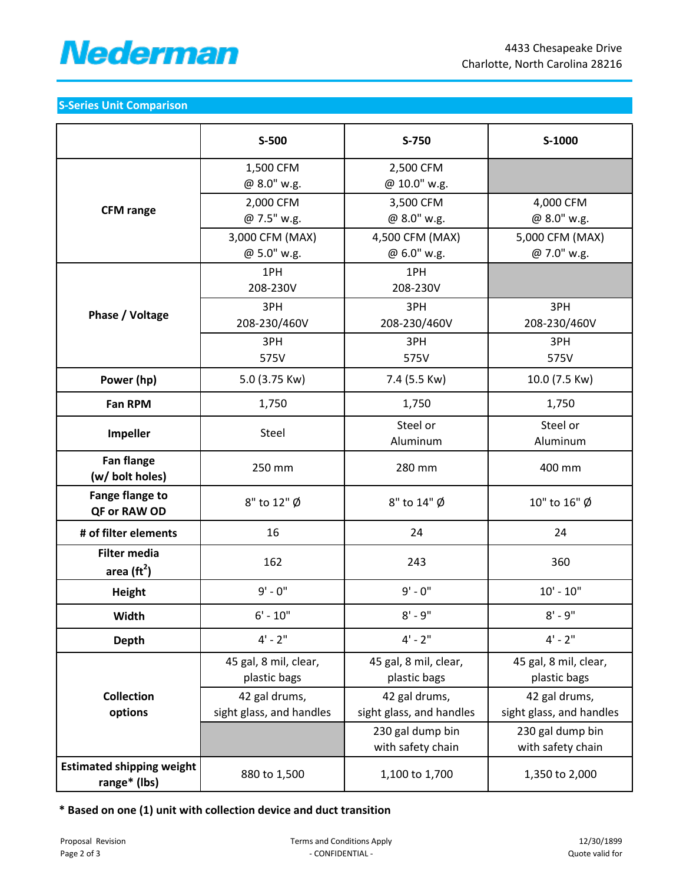## S-Series Unit Comparison

| | S-500 | S-750 | S-1000 |
|---|---|---|---|
| **CFM range** | 1,500 CFM @ 8.0" w.g. | 2,500 CFM @ 10.0" w.g. | |
| | 2,000 CFM @ 7.5" w.g. | 3,500 CFM @ 8.0" w.g. | 4,000 CFM @ 8.0" w.g. |
| | 3,000 CFM (MAX) @ 5.0" w.g. | 4,500 CFM (MAX) @ 6.0" w.g. | 5,000 CFM (MAX) @ 7.0" w.g. |
| **Phase / Voltage** | 1PH 208-230V | 1PH 208-230V | |
| | 3PH 208-230/460V | 3PH 208-230/460V | 3PH 208-230/460V |
| | 3PH 575V | 3PH 575V | 3PH 575V |
| **Power (hp)** | 5.0 (3.75 Kw) | 7.4 (5.5 Kw) | 10.0 (7.5 Kw) |
| **Fan RPM** | 1,750 | 1,750 | 1,750 |
| **Impeller** | Steel | Steel or Aluminum | Steel or Aluminum |
| **Fan flange (w/ bolt holes)** | 250 mm | 280 mm | 400 mm |
| **Fange flange to QF or RAW OD** | 8" to 12" Ø | 8" to 14" Ø | 10" to 16" Ø |
| **# of filter elements** | 16 | 24 | 24 |
| **Filter media area ($ft^2$)** | 162 | 243 | 360 |
| **Height** | 9' - 0" | 9' - 0" | 10' - 10" |
| **Width** | 6' - 10" | 8' - 9" | 8' - 9" |
| **Depth** | 4' - 2" | 4' - 2" | 4' - 2" |
| **Collection options** | 45 gal, 8 mil, clear, plastic bags | 45 gal, 8 mil, clear, plastic bags | 45 gal, 8 mil, clear, plastic bags |
| | 42 gal drums, sight glass, and handles | 42 gal drums, sight glass, and handles | 42 gal drums, sight glass, and handles |
| | | 230 gal dump bin with safety chain | 230 gal dump bin with safety chain |
| **Estimated shipping weight range* (lbs)** | 880 to 1,500 | 1,100 to 1,700 | 1,350 to 2,000 |

**\* Based on one (1) unit with collection device and duct transition**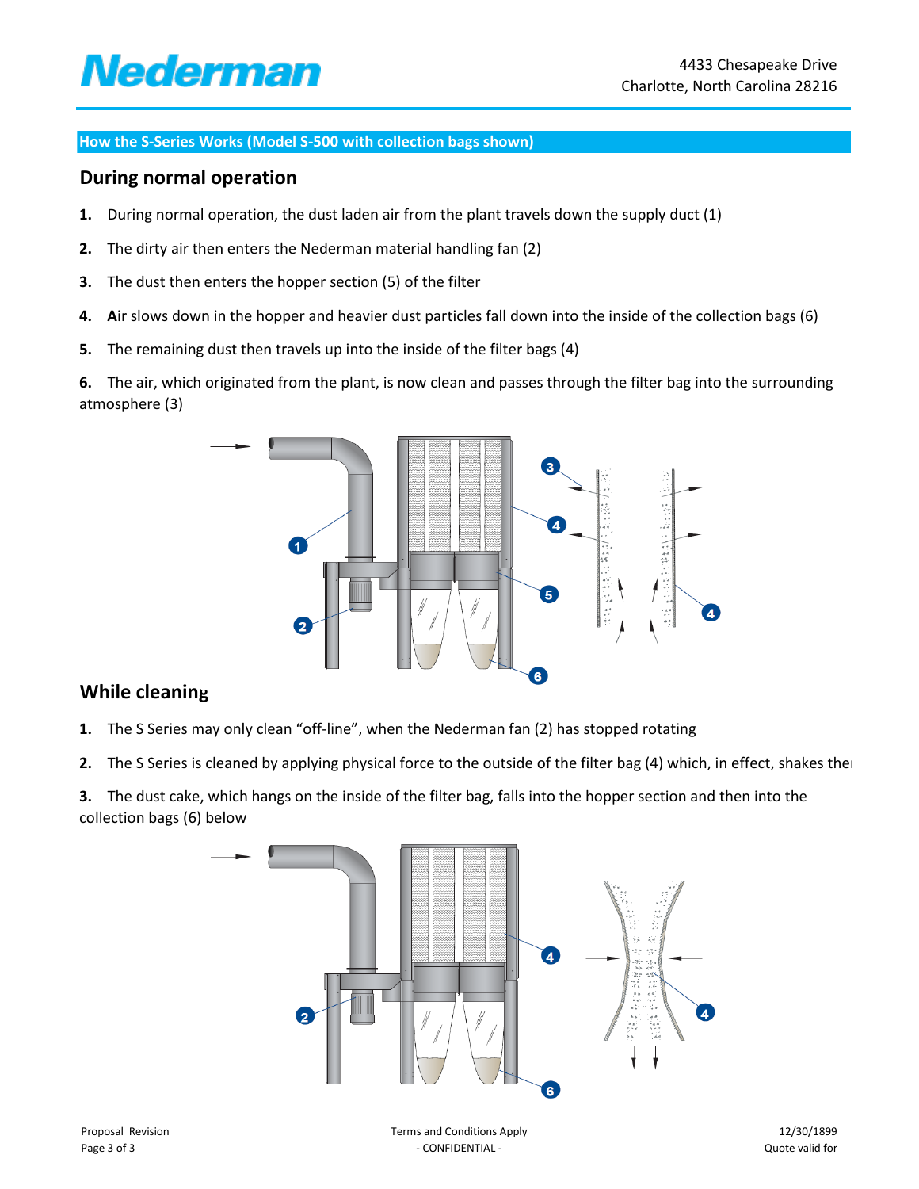## How the S-Series Works (Model S-500 with collection bags shown)

### During normal operation

1. During normal operation, the dust laden air from the plant travels down the supply duct (1)
2. The dirty air then enters the Nederman material handling fan (2)
3. The dust then enters the hopper section (5) of the filter
4. **A**ir slows down in the hopper and heavier dust particles fall down into the inside of the collection bags (6)
5. The remaining dust then travels up into the inside of the filter bags (4)
6. The air, which originated from the plant, is now clean and passes through the filter bag into the surrounding atmosphere (3)

1
2
3
4
5
6
4

### While cleaning

1. The S Series may only clean "off-line", when the Nederman fan (2) has stopped rotating
2. The S Series is cleaned by applying physical force to the outside of the filter bag (4) which, in effect, shakes the
3. The dust cake, which hangs on the inside of the filter bag, falls into the hopper section and then into the collection bags (6) below

2
4
6
4